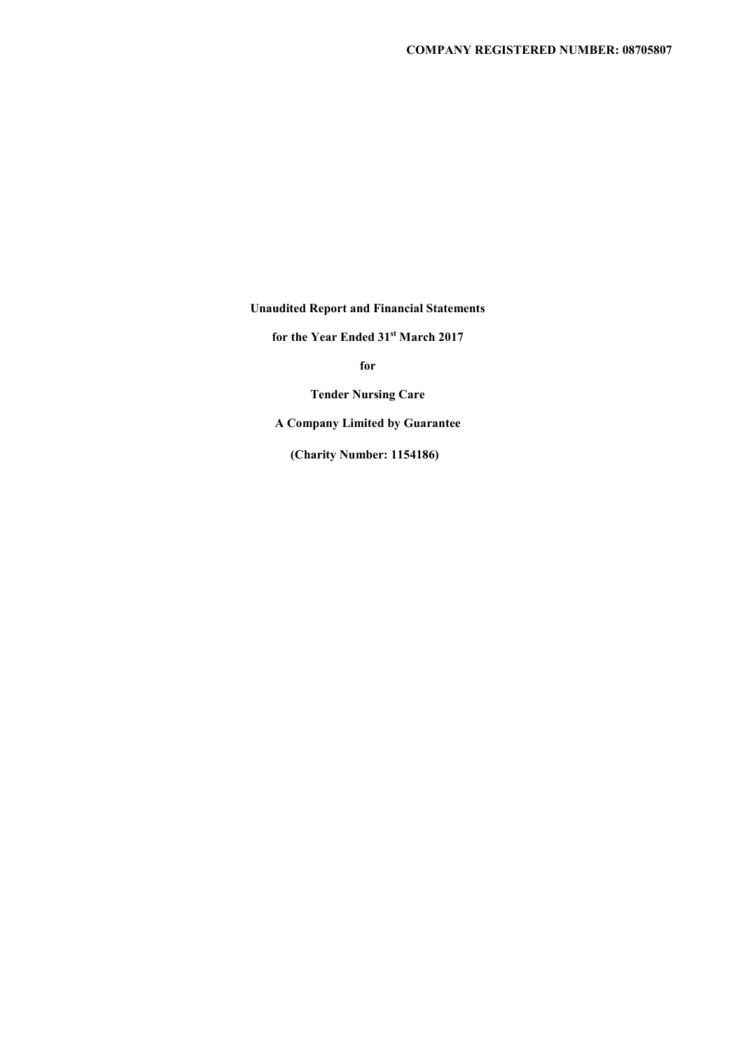**COMPANY REGISTERED NUMBER: 08705807**

**Unaudited Report and Financial Statements**

**for the Year Ended 31st March 2017**

**for**

**Tender Nursing Care**

**A Company Limited by Guarantee**

**(Charity Number: 1154186)**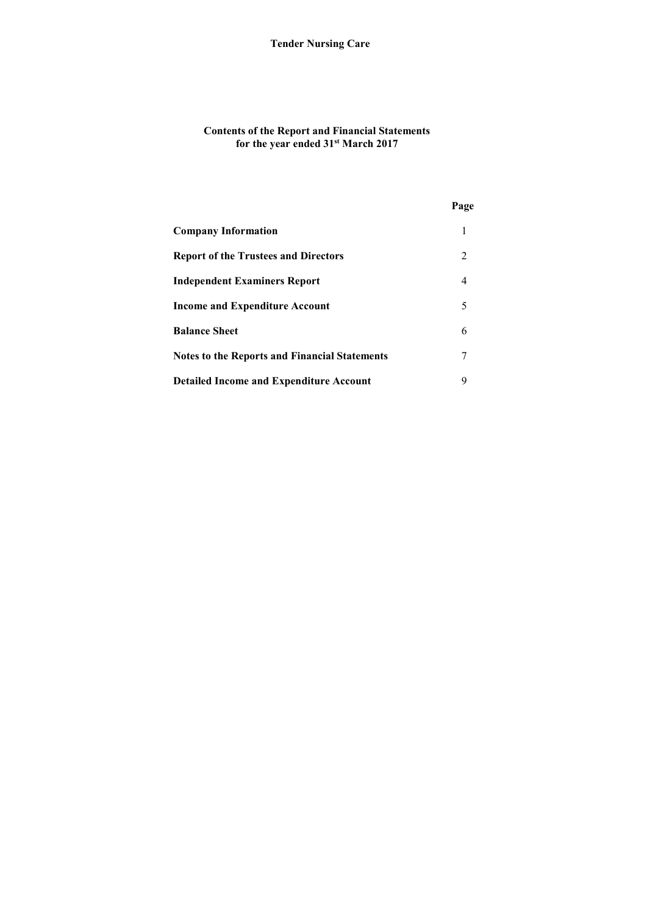# Tender Nursing Care

## Contents of the Report and Financial Statements for the year ended 31st March 2017

| | Page |
|---|---|
| **Company Information** | 1 |
| **Report of the Trustees and Directors** | 2 |
| **Independent Examiners Report** | 4 |
| **Income and Expenditure Account** | 5 |
| **Balance Sheet** | 6 |
| **Notes to the Reports and Financial Statements** | 7 |
| **Detailed Income and Expenditure Account** | 9 |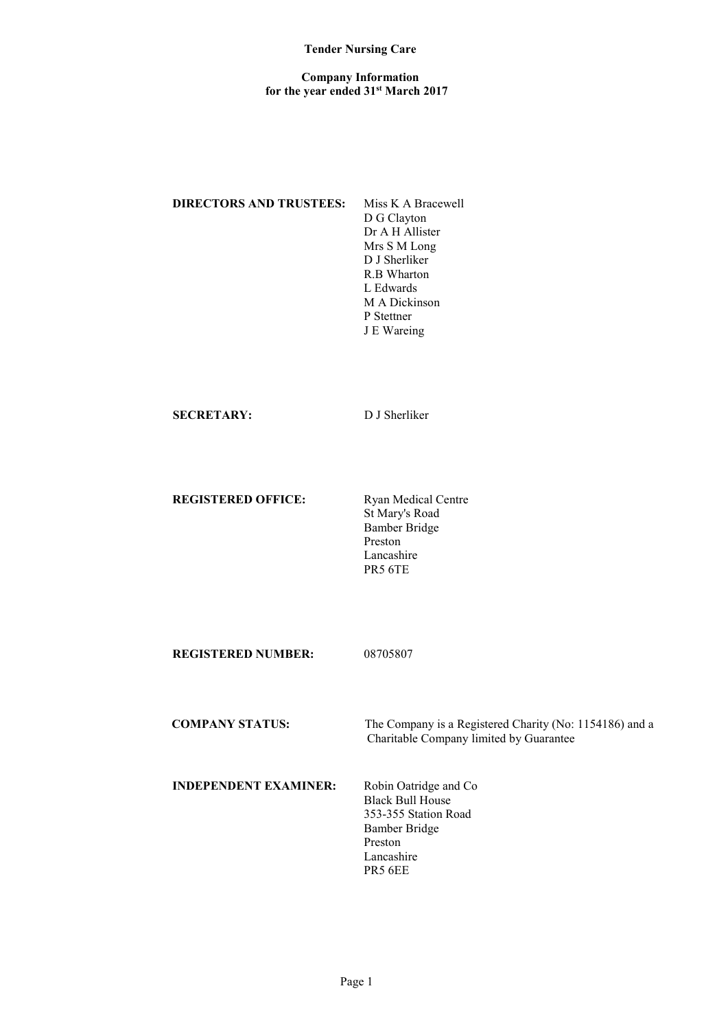# Tender Nursing Care

## Company Information
## for the year ended 31st March 2017

**DIRECTORS AND TRUSTEES:**

Miss K A Bracewell
D G Clayton
Dr A H Allister
Mrs S M Long
D J Sherliker
R.B Wharton
L Edwards
M A Dickinson
P Stettner
J E Wareing

**SECRETARY:**

D J Sherliker

**REGISTERED OFFICE:**

Ryan Medical Centre
St Mary's Road
Bamber Bridge
Preston
Lancashire
PR5 6TE

**REGISTERED NUMBER:**

08705807

**COMPANY STATUS:**

The Company is a Registered Charity (No: 1154186) and a Charitable Company limited by Guarantee

**INDEPENDENT EXAMINER:**

Robin Oatridge and Co
Black Bull House
353-355 Station Road
Bamber Bridge
Preston
Lancashire
PR5 6EE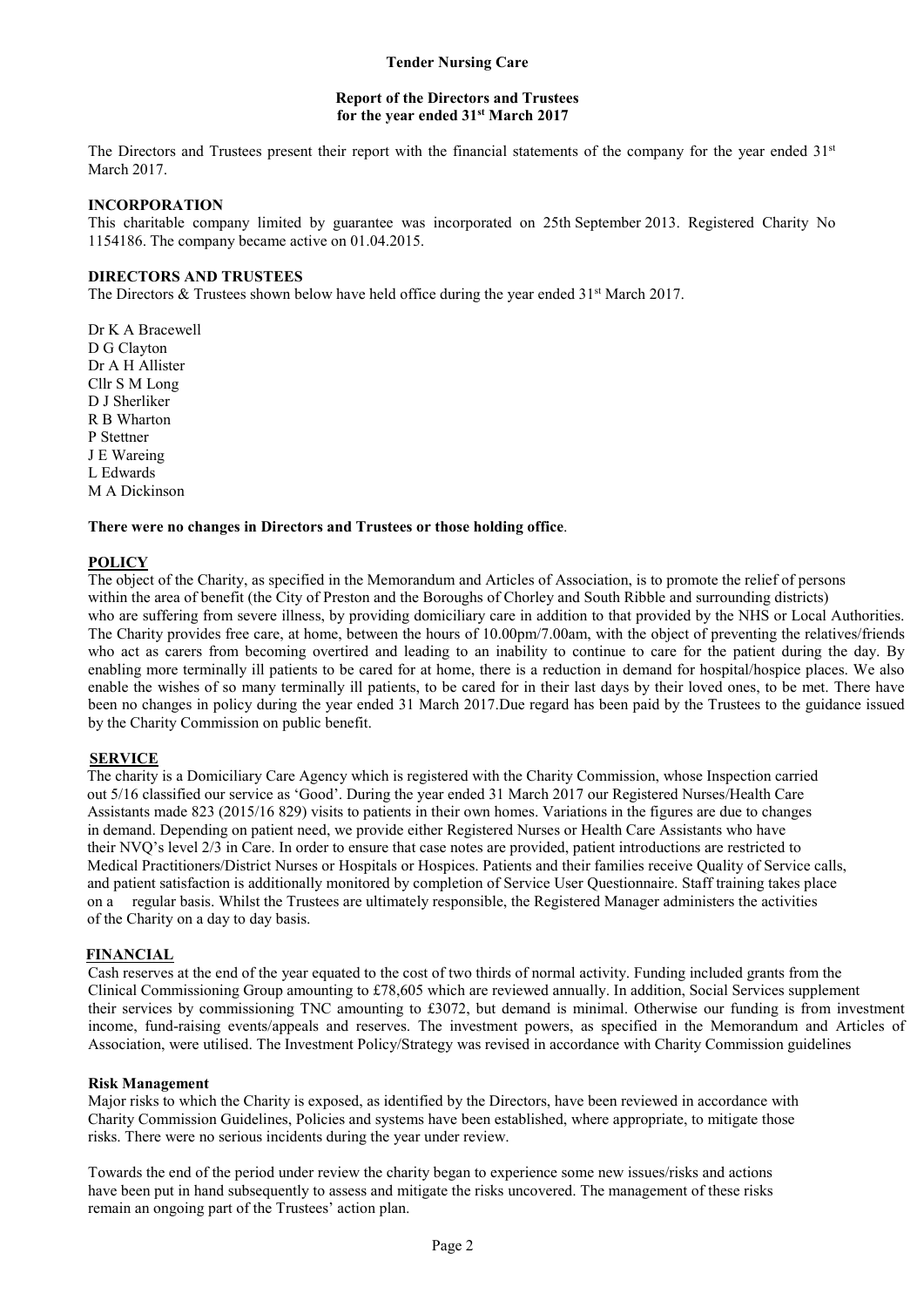# Tender Nursing Care

## Report of the Directors and Trustees for the year ended 31st March 2017

The Directors and Trustees present their report with the financial statements of the company for the year ended 31st March 2017.

### INCORPORATION

This charitable company limited by guarantee was incorporated on 25th September 2013. Registered Charity No 1154186. The company became active on 01.04.2015.

### DIRECTORS AND TRUSTEES

The Directors & Trustees shown below have held office during the year ended 31st March 2017.

Dr K A Bracewell
D G Clayton
Dr A H Allister
Cllr S M Long
D J Sherliker
R B Wharton
P Stettner
J E Wareing
L Edwards
M A Dickinson

**There were no changes in Directors and Trustees or those holding office**.

### POLICY

The object of the Charity, as specified in the Memorandum and Articles of Association, is to promote the relief of persons within the area of benefit (the City of Preston and the Boroughs of Chorley and South Ribble and surrounding districts) who are suffering from severe illness, by providing domiciliary care in addition to that provided by the NHS or Local Authorities. The Charity provides free care, at home, between the hours of 10.00pm/7.00am, with the object of preventing the relatives/friends who act as carers from becoming overtired and leading to an inability to continue to care for the patient during the day. By enabling more terminally ill patients to be cared for at home, there is a reduction in demand for hospital/hospice places. We also enable the wishes of so many terminally ill patients, to be cared for in their last days by their loved ones, to be met. There have been no changes in policy during the year ended 31 March 2017.Due regard has been paid by the Trustees to the guidance issued by the Charity Commission on public benefit.

### SERVICE

The charity is a Domiciliary Care Agency which is registered with the Charity Commission, whose Inspection carried out 5/16 classified our service as 'Good'. During the year ended 31 March 2017 our Registered Nurses/Health Care Assistants made 823 (2015/16 829) visits to patients in their own homes. Variations in the figures are due to changes in demand. Depending on patient need, we provide either Registered Nurses or Health Care Assistants who have their NVQ's level 2/3 in Care. In order to ensure that case notes are provided, patient introductions are restricted to Medical Practitioners/District Nurses or Hospitals or Hospices. Patients and their families receive Quality of Service calls, and patient satisfaction is additionally monitored by completion of Service User Questionnaire. Staff training takes place on a regular basis. Whilst the Trustees are ultimately responsible, the Registered Manager administers the activities of the Charity on a day to day basis.

### FINANCIAL

Cash reserves at the end of the year equated to the cost of two thirds of normal activity. Funding included grants from the Clinical Commissioning Group amounting to £78,605 which are reviewed annually. In addition, Social Services supplement their services by commissioning TNC amounting to £3072, but demand is minimal. Otherwise our funding is from investment income, fund-raising events/appeals and reserves. The investment powers, as specified in the Memorandum and Articles of Association, were utilised. The Investment Policy/Strategy was revised in accordance with Charity Commission guidelines

#### Risk Management

Major risks to which the Charity is exposed, as identified by the Directors, have been reviewed in accordance with Charity Commission Guidelines, Policies and systems have been established, where appropriate, to mitigate those risks. There were no serious incidents during the year under review.

Towards the end of the period under review the charity began to experience some new issues/risks and actions have been put in hand subsequently to assess and mitigate the risks uncovered. The management of these risks remain an ongoing part of the Trustees' action plan.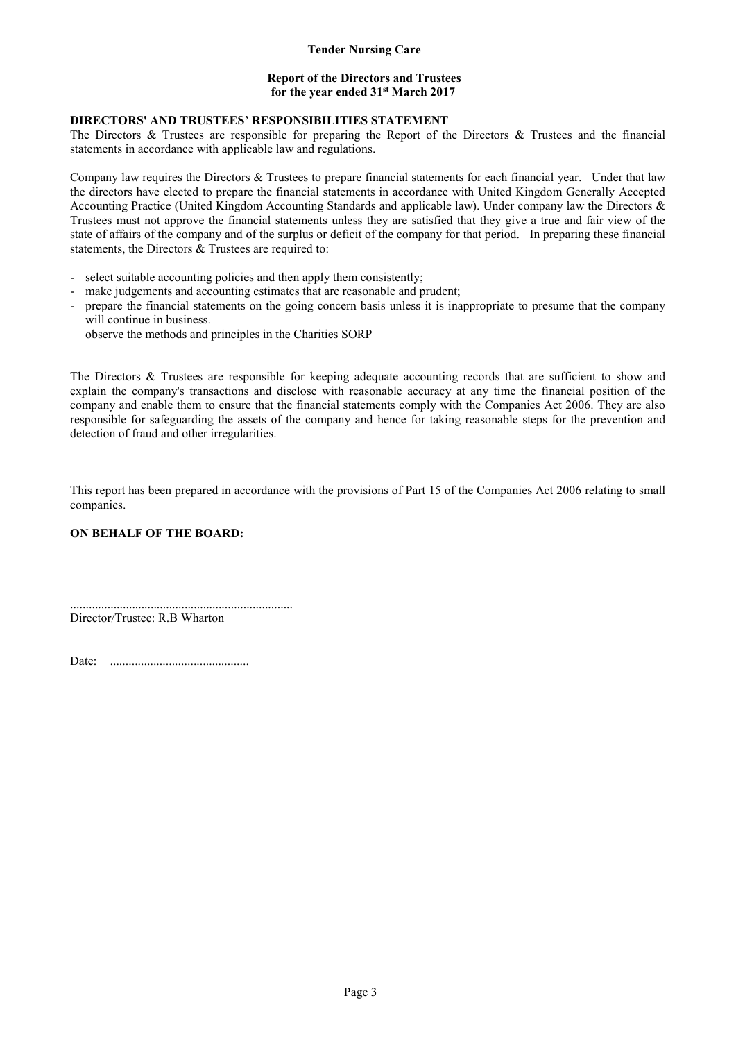**Tender Nursing Care**

**Report of the Directors and Trustees**
**for the year ended 31st March 2017**

**DIRECTORS' AND TRUSTEES' RESPONSIBILITIES STATEMENT**

The Directors & Trustees are responsible for preparing the Report of the Directors & Trustees and the financial statements in accordance with applicable law and regulations.

Company law requires the Directors & Trustees to prepare financial statements for each financial year. Under that law the directors have elected to prepare the financial statements in accordance with United Kingdom Generally Accepted Accounting Practice (United Kingdom Accounting Standards and applicable law). Under company law the Directors & Trustees must not approve the financial statements unless they are satisfied that they give a true and fair view of the state of affairs of the company and of the surplus or deficit of the company for that period. In preparing these financial statements, the Directors & Trustees are required to:

- select suitable accounting policies and then apply them consistently;
- make judgements and accounting estimates that are reasonable and prudent;
- prepare the financial statements on the going concern basis unless it is inappropriate to presume that the company will continue in business.
  observe the methods and principles in the Charities SORP

The Directors & Trustees are responsible for keeping adequate accounting records that are sufficient to show and explain the company's transactions and disclose with reasonable accuracy at any time the financial position of the company and enable them to ensure that the financial statements comply with the Companies Act 2006. They are also responsible for safeguarding the assets of the company and hence for taking reasonable steps for the prevention and detection of fraud and other irregularities.

This report has been prepared in accordance with the provisions of Part 15 of the Companies Act 2006 relating to small companies.

**ON BEHALF OF THE BOARD:**

.......................................................................
Director/Trustee: R.B Wharton

Date: ............................................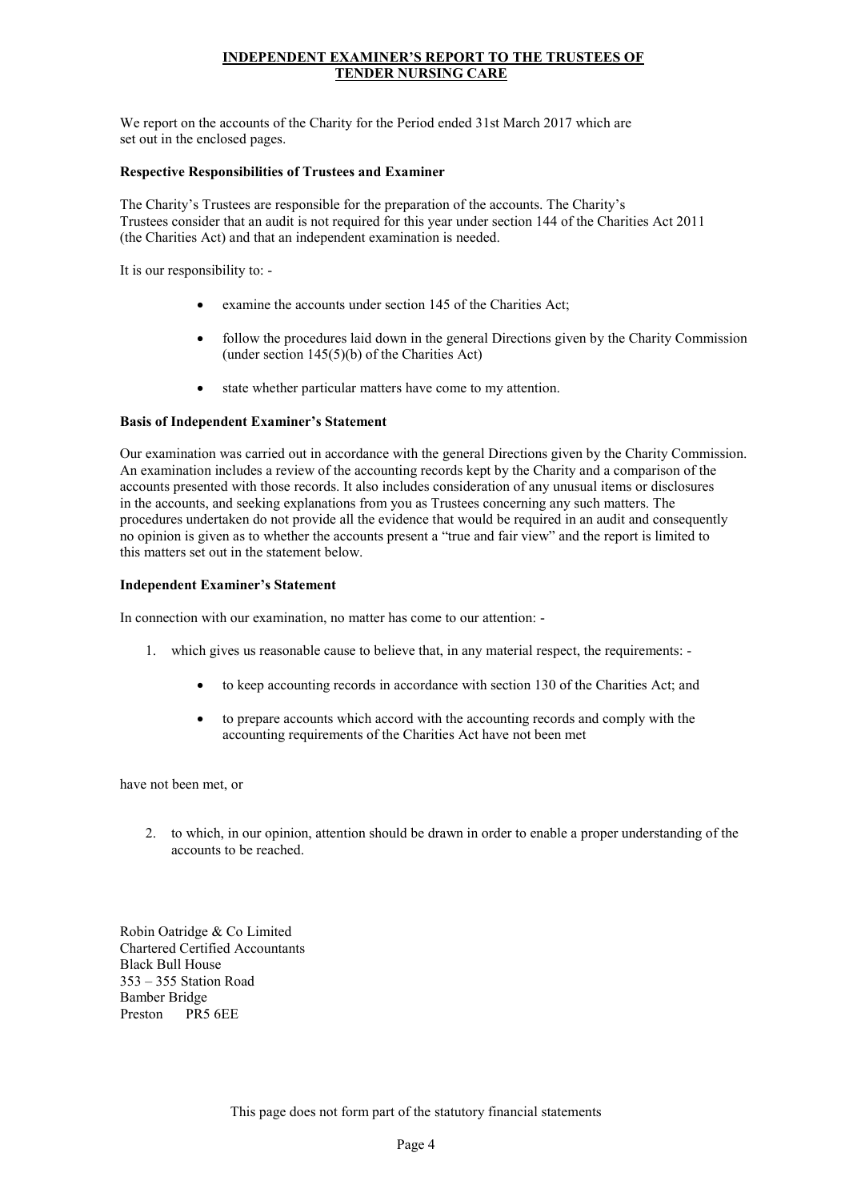## INDEPENDENT EXAMINER'S REPORT TO THE TRUSTEES OF TENDER NURSING CARE

We report on the accounts of the Charity for the Period ended 31st March 2017 which are set out in the enclosed pages.

**Respective Responsibilities of Trustees and Examiner**

The Charity's Trustees are responsible for the preparation of the accounts. The Charity's Trustees consider that an audit is not required for this year under section 144 of the Charities Act 2011 (the Charities Act) and that an independent examination is needed.

It is our responsibility to: -

- examine the accounts under section 145 of the Charities Act;
- follow the procedures laid down in the general Directions given by the Charity Commission (under section 145(5)(b) of the Charities Act)
- state whether particular matters have come to my attention.

**Basis of Independent Examiner's Statement**

Our examination was carried out in accordance with the general Directions given by the Charity Commission. An examination includes a review of the accounting records kept by the Charity and a comparison of the accounts presented with those records. It also includes consideration of any unusual items or disclosures in the accounts, and seeking explanations from you as Trustees concerning any such matters. The procedures undertaken do not provide all the evidence that would be required in an audit and consequently no opinion is given as to whether the accounts present a "true and fair view" and the report is limited to this matters set out in the statement below.

**Independent Examiner's Statement**

In connection with our examination, no matter has come to our attention: -

1. which gives us reasonable cause to believe that, in any material respect, the requirements: -
    - to keep accounting records in accordance with section 130 of the Charities Act; and
    - to prepare accounts which accord with the accounting records and comply with the accounting requirements of the Charities Act have not been met

have not been met, or

2. to which, in our opinion, attention should be drawn in order to enable a proper understanding of the accounts to be reached.

Robin Oatridge & Co Limited
Chartered Certified Accountants
Black Bull House
353 – 355 Station Road
Bamber Bridge
Preston PR5 6EE

This page does not form part of the statutory financial statements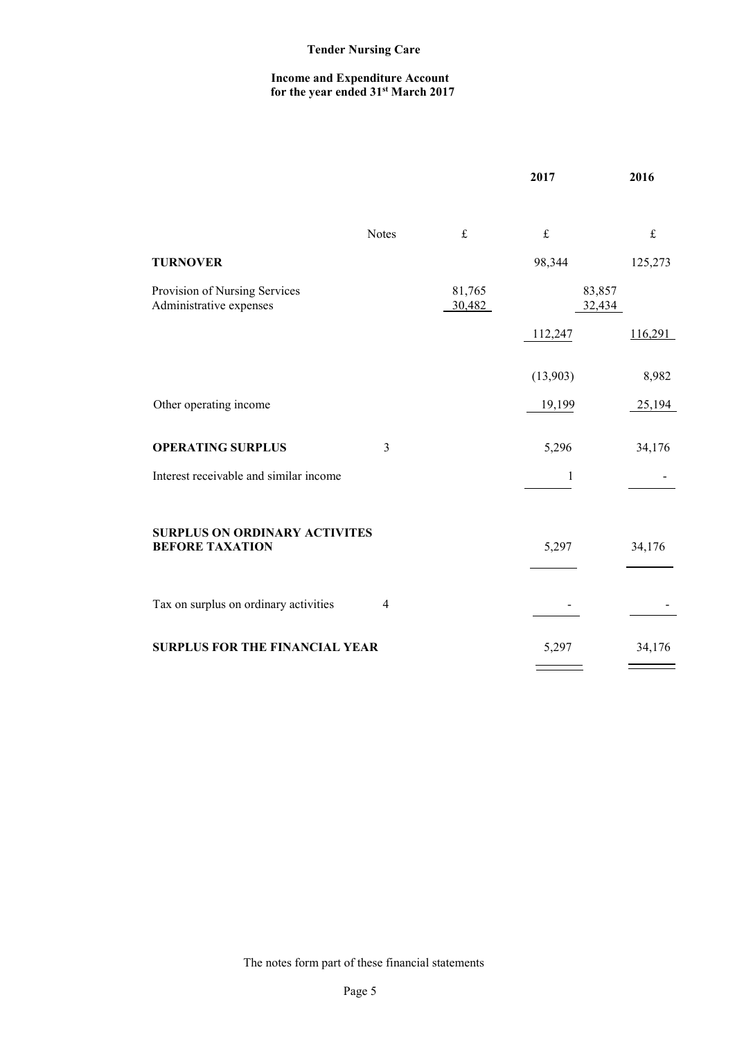**Tender Nursing Care**

**Income and Expenditure Account**
**for the year ended 31st March 2017**

| | Notes | £ | 2017 £ | | 2016 £ |
|---|---|---|---|---|---|
| **TURNOVER** | | | 98,344 | | 125,273 |
| Provision of Nursing Services | | 81,765 | | 83,857 | |
| Administrative expenses | | 30,482 | | 32,434 | |
| | | | 112,247 | | 116,291 |
| | | | (13,903) | | 8,982 |
| Other operating income | | | 19,199 | | 25,194 |
| **OPERATING SURPLUS** | 3 | | 5,296 | | 34,176 |
| Interest receivable and similar income | | | 1 | | - |
| **SURPLUS ON ORDINARY ACTIVITES BEFORE TAXATION** | | | 5,297 | | 34,176 |
| Tax on surplus on ordinary activities | 4 | | - | | - |
| **SURPLUS FOR THE FINANCIAL YEAR** | | | 5,297 | | 34,176 |

The notes form part of these financial statements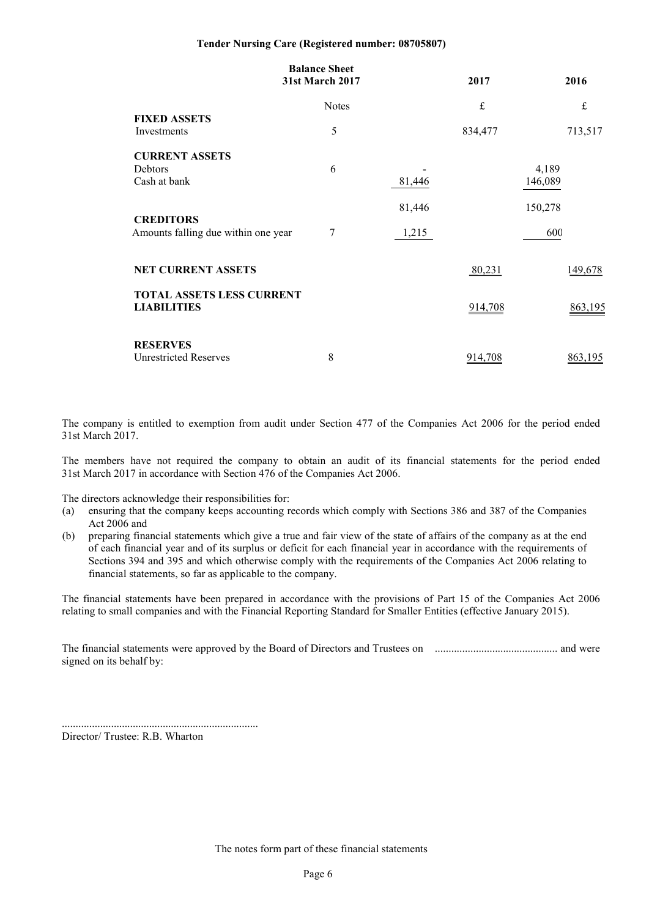**Tender Nursing Care (Registered number: 08705807)**

**Balance Sheet**
**31st March 2017**

| | Notes | | 2017 | | 2016 |
|---|---|---|---|---|---|
| | | | £ | | £ |
| **FIXED ASSETS** | | | | | |
| Investments | 5 | | 834,477 | | 713,517 |
| **CURRENT ASSETS** | | | | | |
| Debtors | 6 | - | | 4,189 | |
| Cash at bank | | 81,446 | | 146,089 | |
| | | 81,446 | | 150,278 | |
| **CREDITORS** | | | | | |
| Amounts falling due within one year | 7 | 1,215 | | 600 | |
| **NET CURRENT ASSETS** | | | 80,231 | | 149,678 |
| **TOTAL ASSETS LESS CURRENT LIABILITIES** | | | 914,708 | | 863,195 |
| **RESERVES** | | | | | |
| Unrestricted Reserves | 8 | | 914,708 | | 863,195 |

The company is entitled to exemption from audit under Section 477 of the Companies Act 2006 for the period ended 31st March 2017.

The members have not required the company to obtain an audit of its financial statements for the period ended 31st March 2017 in accordance with Section 476 of the Companies Act 2006.

The directors acknowledge their responsibilities for:

(a) ensuring that the company keeps accounting records which comply with Sections 386 and 387 of the Companies Act 2006 and

(b) preparing financial statements which give a true and fair view of the state of affairs of the company as at the end of each financial year and of its surplus or deficit for each financial year in accordance with the requirements of Sections 394 and 395 and which otherwise comply with the requirements of the Companies Act 2006 relating to financial statements, so far as applicable to the company.

The financial statements have been prepared in accordance with the provisions of Part 15 of the Companies Act 2006 relating to small companies and with the Financial Reporting Standard for Smaller Entities (effective January 2015).

The financial statements were approved by the Board of Directors and Trustees on ............................................. and were signed on its behalf by:

........................................................................

Director/ Trustee: R.B. Wharton

The notes form part of these financial statements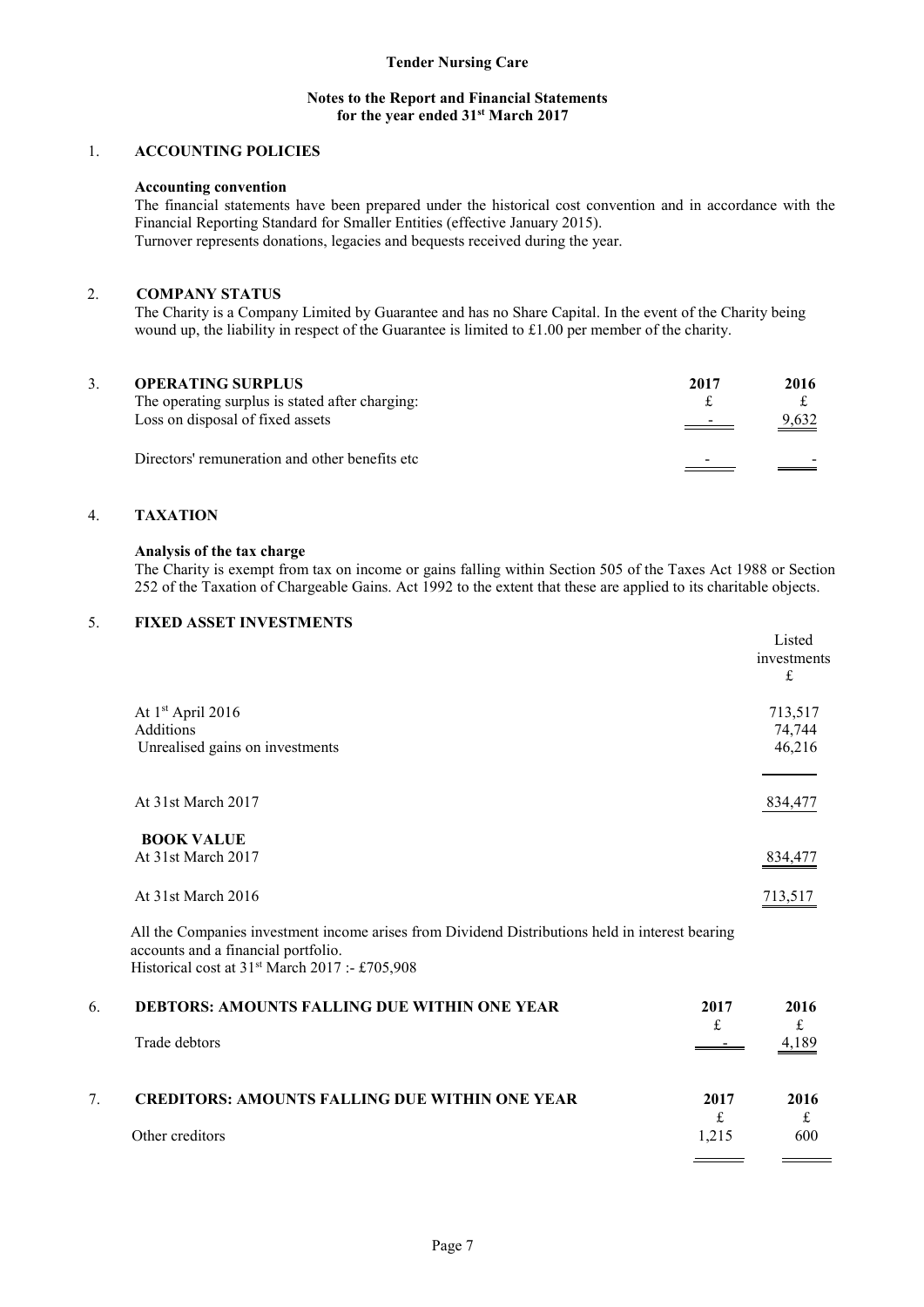**Tender Nursing Care**

**Notes to the Report and Financial Statements for the year ended 31st March 2017**

## 1. ACCOUNTING POLICIES

**Accounting convention**

The financial statements have been prepared under the historical cost convention and in accordance with the Financial Reporting Standard for Smaller Entities (effective January 2015).
Turnover represents donations, legacies and bequests received during the year.

## 2. COMPANY STATUS

The Charity is a Company Limited by Guarantee and has no Share Capital. In the event of the Charity being wound up, the liability in respect of the Guarantee is limited to £1.00 per member of the charity.

## 3. OPERATING SURPLUS

| | 2017 | 2016 |
|---|---|---|
| The operating surplus is stated after charging: | £ | £ |
| Loss on disposal of fixed assets | - | 9,632 |
| | | |
| Directors' remuneration and other benefits etc | - | - |

## 4. TAXATION

**Analysis of the tax charge**

The Charity is exempt from tax on income or gains falling within Section 505 of the Taxes Act 1988 or Section 252 of the Taxation of Chargeable Gains. Act 1992 to the extent that these are applied to its charitable objects.

## 5. FIXED ASSET INVESTMENTS

| | Listed investments £ |
|---|---|
| At 1st April 2016 | 713,517 |
| Additions | 74,744 |
| Unrealised gains on investments | 46,216 |
| | |
| At 31st March 2017 | 834,477 |
| **BOOK VALUE** | |
| At 31st March 2017 | 834,477 |
| | |
| At 31st March 2016 | 713,517 |

All the Companies investment income arises from Dividend Distributions held in interest bearing accounts and a financial portfolio.
Historical cost at 31st March 2017 :- £705,908

## 6. DEBTORS: AMOUNTS FALLING DUE WITHIN ONE YEAR

| | 2017 | 2016 |
|---|---|---|
| | £ | £ |
| Trade debtors | - | 4,189 |

## 7. CREDITORS: AMOUNTS FALLING DUE WITHIN ONE YEAR

| | 2017 | 2016 |
|---|---|---|
| | £ | £ |
| Other creditors | 1,215 | 600 |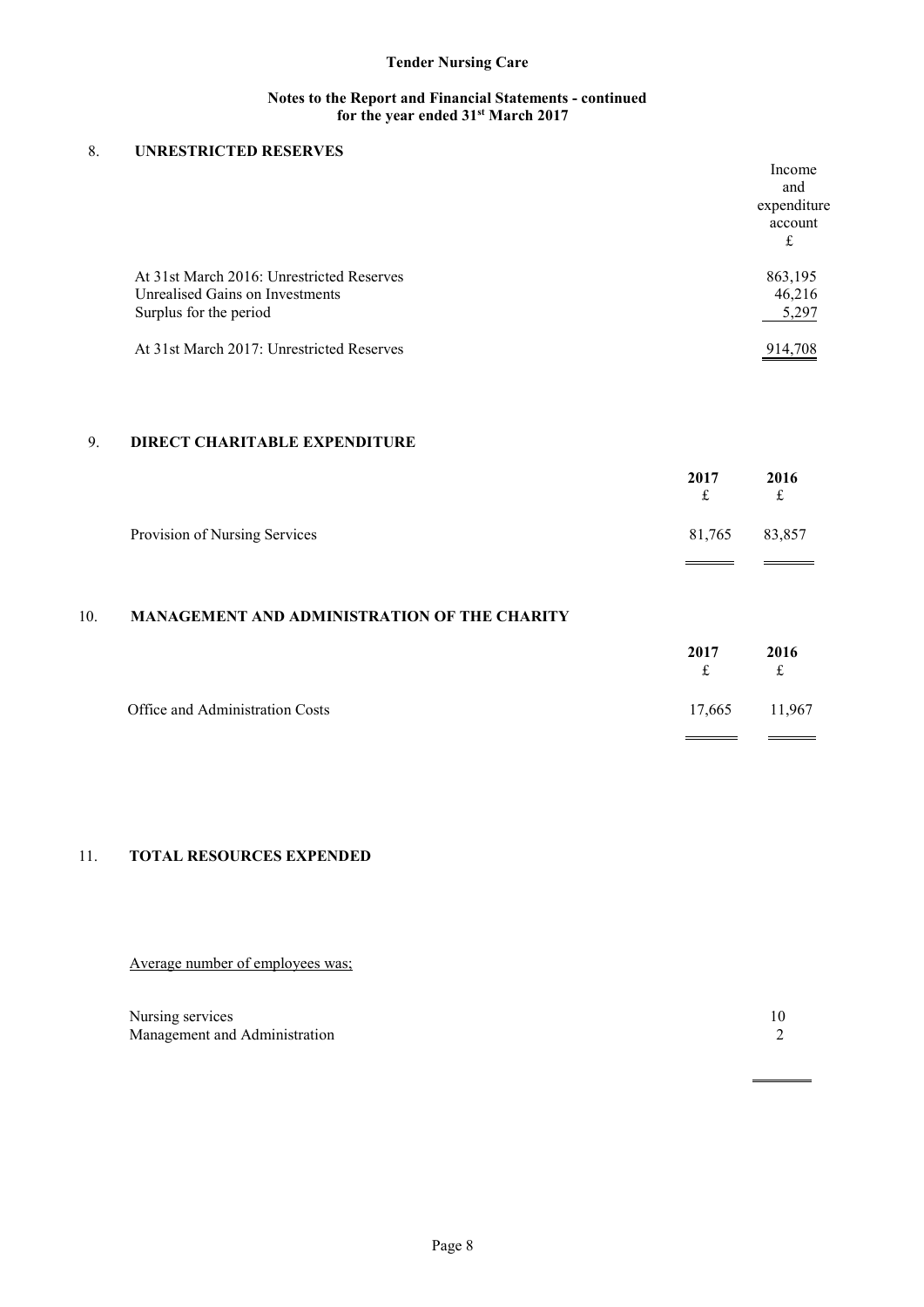**Notes to the Report and Financial Statements - continued for the year ended 31st March 2017**

## 8. UNRESTRICTED RESERVES

| | Income and expenditure account £ |
|---|---|
| At 31st March 2016: Unrestricted Reserves | 863,195 |
| Unrealised Gains on Investments | 46,216 |
| Surplus for the period | 5,297 |
| At 31st March 2017: Unrestricted Reserves | 914,708 |

## 9. DIRECT CHARITABLE EXPENDITURE

| | 2017 £ | 2016 £ |
|---|---|---|
| Provision of Nursing Services | 81,765 | 83,857 |

## 10. MANAGEMENT AND ADMINISTRATION OF THE CHARITY

| | 2017 £ | 2016 £ |
|---|---|---|
| Office and Administration Costs | 17,665 | 11,967 |

## 11. TOTAL RESOURCES EXPENDED

Average number of employees was;

| | |
|---|---|
| Nursing services | 10 |
| Management and Administration | 2 |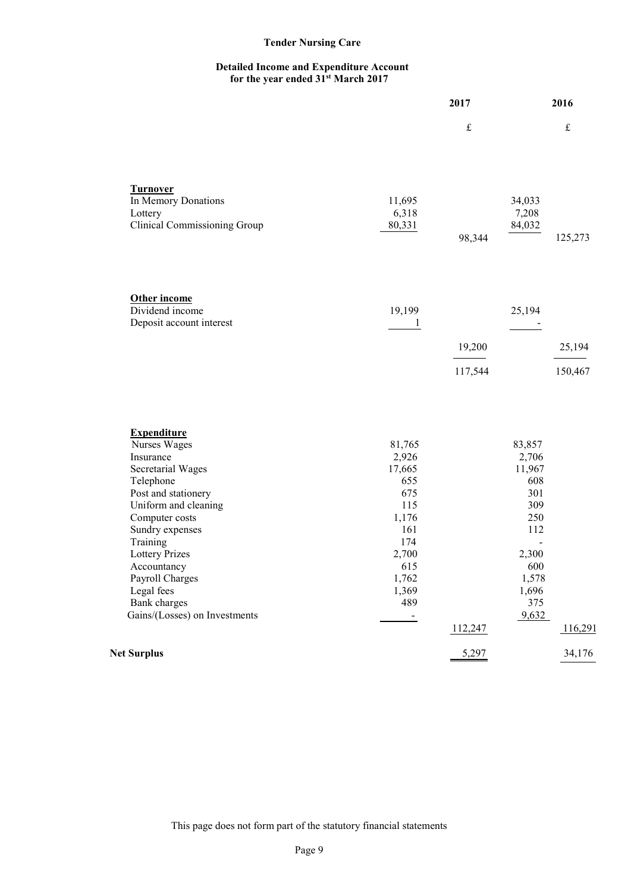**Tender Nursing Care**

**Detailed Income and Expenditure Account**
**for the year ended 31st March 2017**

| | | 2017 | | 2016 |
|---|---|---|---|---|
| | | £ | | £ |
| **Turnover** | | | | |
| In Memory Donations | 11,695 | | 34,033 | |
| Lottery | 6,318 | | 7,208 | |
| Clinical Commissioning Group | 80,331 | | 84,032 | |
| | | 98,344 | | 125,273 |
| **Other income** | | | | |
| Dividend income | 19,199 | | 25,194 | |
| Deposit account interest | 1 | | - | |
| | | 19,200 | | 25,194 |
| | | 117,544 | | 150,467 |
| **Expenditure** | | | | |
| Nurses Wages | 81,765 | | 83,857 | |
| Insurance | 2,926 | | 2,706 | |
| Secretarial Wages | 17,665 | | 11,967 | |
| Telephone | 655 | | 608 | |
| Post and stationery | 675 | | 301 | |
| Uniform and cleaning | 115 | | 309 | |
| Computer costs | 1,176 | | 250 | |
| Sundry expenses | 161 | | 112 | |
| Training | 174 | | - | |
| Lottery Prizes | 2,700 | | 2,300 | |
| Accountancy | 615 | | 600 | |
| Payroll Charges | 1,762 | | 1,578 | |
| Legal fees | 1,369 | | 1,696 | |
| Bank charges | 489 | | 375 | |
| Gains/(Losses) on Investments | - | | 9,632 | |
| | | 112,247 | | 116,291 |
| **Net Surplus** | | 5,297 | | 34,176 |

This page does not form part of the statutory financial statements